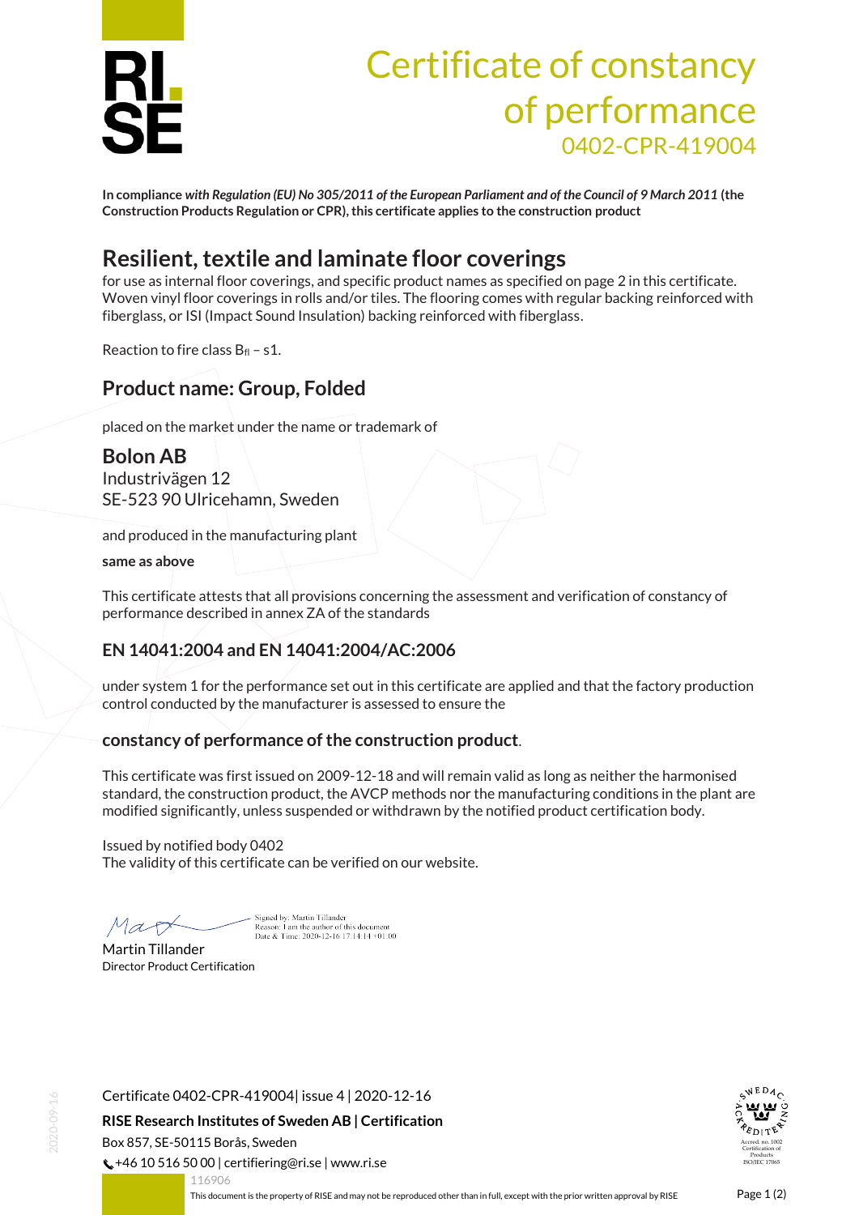# Certificate of constancy of performance

0402-CPR-419004

**In compliance *with Regulation (EU) No 305/2011 of the European Parliament and of the Council of 9 March 2011* (the Construction Products Regulation or CPR), this certificate applies to the construction product**

## Resilient, textile and laminate floor coverings

for use as internal floor coverings, and specific product names as specified on page 2 in this certificate. Woven vinyl floor coverings in rolls and/or tiles. The flooring comes with regular backing reinforced with fiberglass, or ISI (Impact Sound Insulation) backing reinforced with fiberglass.

Reaction to fire class $B_{fl}$ – s1.

## Product name: Group, Folded

placed on the market under the name or trademark of

**Bolon AB**
Industrivägen 12
SE-523 90 Ulricehamn, Sweden

and produced in the manufacturing plant

**same as above**

This certificate attests that all provisions concerning the assessment and verification of constancy of performance described in annex ZA of the standards

### EN 14041:2004 and EN 14041:2004/AC:2006

under system 1 for the performance set out in this certificate are applied and that the factory production control conducted by the manufacturer is assessed to ensure the

**constancy of performance of the construction product**.

This certificate was first issued on 2009-12-18 and will remain valid as long as neither the harmonised standard, the construction product, the AVCP methods nor the manufacturing conditions in the plant are modified significantly, unless suspended or withdrawn by the notified product certification body.

Issued by notified body 0402
The validity of this certificate can be verified on our website.

Signed by: Martin Tillander
Reason: I am the author of this document
Date & Time: 2020-12-16 17:14:14 +01:00

Martin Tillander
Director Product Certification

Certificate 0402-CPR-419004| issue 4 | 2020-12-16

**RISE Research Institutes of Sweden AB | Certification**
Box 857, SE-50115 Borås, Sweden
+46 10 516 50 00 | certifiering@ri.se | www.ri.se

116906

This document is the property of RISE and may not be reproduced other than in full, except with the prior written approval by RISE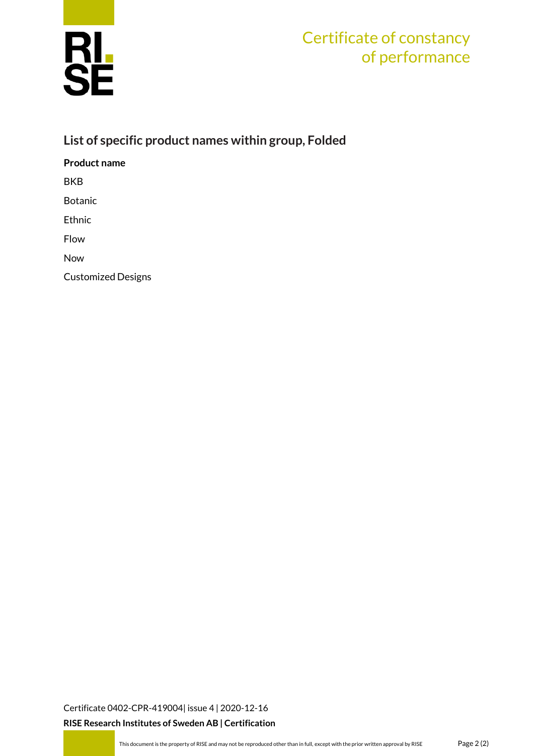# Certificate of constancy of performance

## List of specific product names within group, Folded

| Product name |
| --- |
| BKB |
| Botanic |
| Ethnic |
| Flow |
| Now |
| Customized Designs |

Certificate 0402-CPR-419004| issue 4 | 2020-12-16

**RISE Research Institutes of Sweden AB | Certification**

This document is the property of RISE and may not be reproduced other than in full, except with the prior written approval by RISE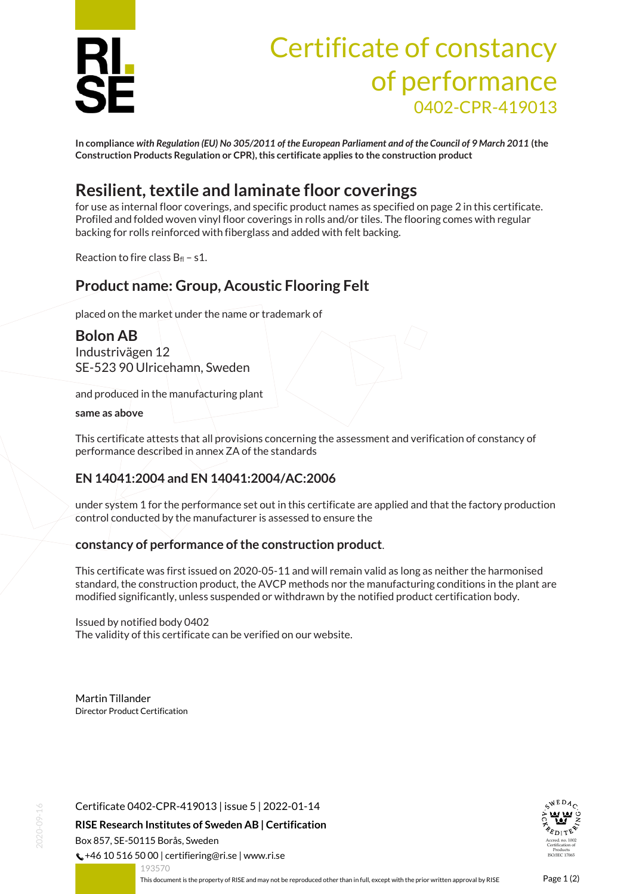# Certificate of constancy of performance

0402-CPR-419013

**In compliance *with Regulation (EU) No 305/2011 of the European Parliament and of the Council of 9 March 2011* (the Construction Products Regulation or CPR), this certificate applies to the construction product**

## Resilient, textile and laminate floor coverings

for use as internal floor coverings, and specific product names as specified on page 2 in this certificate. Profiled and folded woven vinyl floor coverings in rolls and/or tiles. The flooring comes with regular backing for rolls reinforced with fiberglass and added with felt backing.

Reaction to fire class $B_{fl}$ – s1.

## Product name: Group, Acoustic Flooring Felt

placed on the market under the name or trademark of

### Bolon AB

Industrivägen 12
SE-523 90 Ulricehamn, Sweden

and produced in the manufacturing plant

**same as above**

This certificate attests that all provisions concerning the assessment and verification of constancy of performance described in annex ZA of the standards

### EN 14041:2004 and EN 14041:2004/AC:2006

under system 1 for the performance set out in this certificate are applied and that the factory production control conducted by the manufacturer is assessed to ensure the

### constancy of performance of the construction product.

This certificate was first issued on 2020-05-11 and will remain valid as long as neither the harmonised standard, the construction product, the AVCP methods nor the manufacturing conditions in the plant are modified significantly, unless suspended or withdrawn by the notified product certification body.

Issued by notified body 0402
The validity of this certificate can be verified on our website.

Martin Tillander
Director Product Certification

Certificate 0402-CPR-419013 | issue 5 | 2022-01-14

**RISE Research Institutes of Sweden AB | Certification**

Box 857, SE-50115 Borås, Sweden
+46 10 516 50 00 | certifiering@ri.se | www.ri.se

193570

This document is the property of RISE and may not be reproduced other than in full, except with the prior written approval by RISE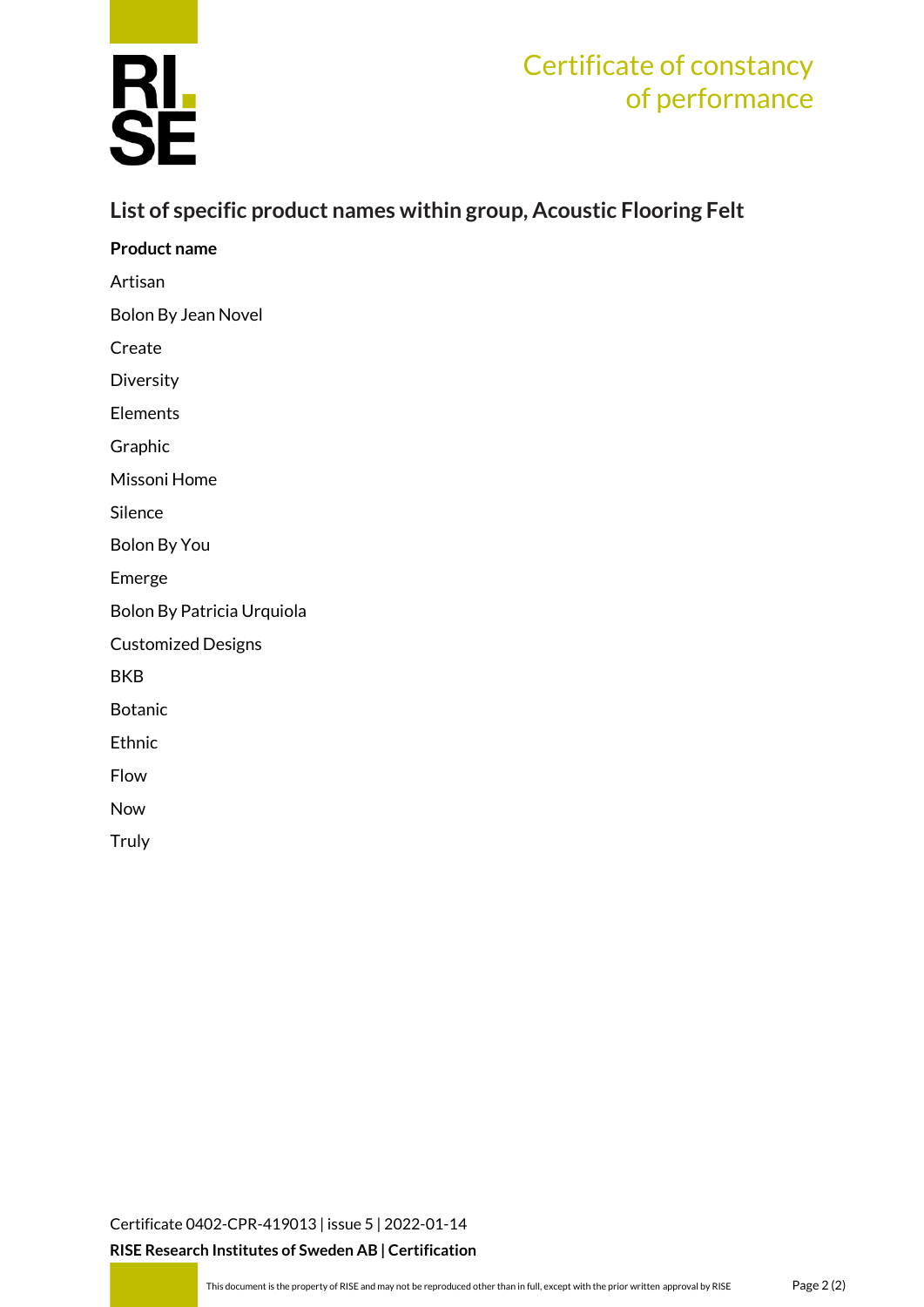# Certificate of constancy of performance

## List of specific product names within group, Acoustic Flooring Felt

**Product name**

Artisan

Bolon By Jean Novel

Create

Diversity

Elements

Graphic

Missoni Home

Silence

Bolon By You

Emerge

Bolon By Patricia Urquiola

Customized Designs

BKB

Botanic

Ethnic

Flow

Now

Truly

Certificate 0402-CPR-419013 | issue 5 | 2022-01-14

**RISE Research Institutes of Sweden AB | Certification**

This document is the property of RISE and may not be reproduced other than in full, except with the prior written approval by RISE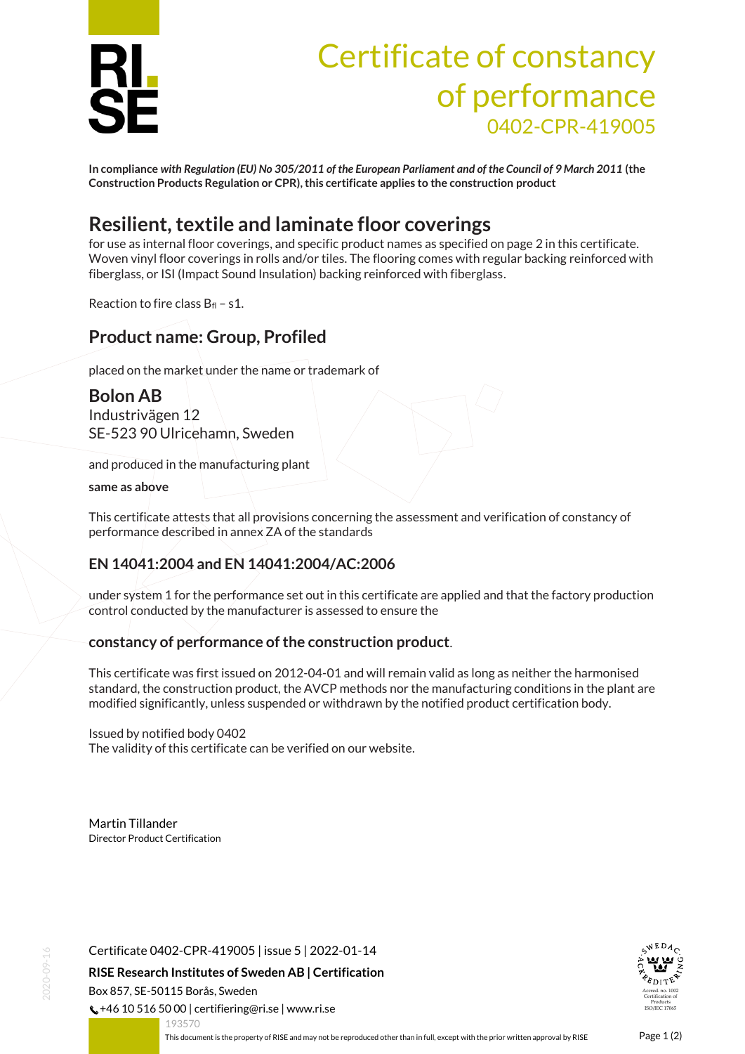# Certificate of constancy of performance

0402-CPR-419005

**In compliance** ***with Regulation (EU) No 305/2011 of the European Parliament and of the Council of 9 March 2011*** **(the Construction Products Regulation or CPR), this certificate applies to the construction product**

## Resilient, textile and laminate floor coverings

for use as internal floor coverings, and specific product names as specified on page 2 in this certificate. Woven vinyl floor coverings in rolls and/or tiles. The flooring comes with regular backing reinforced with fiberglass, or ISI (Impact Sound Insulation) backing reinforced with fiberglass.

Reaction to fire class $B_{fl}$ – s1.

## Product name: Group, Profiled

placed on the market under the name or trademark of

**Bolon AB**
Industrivägen 12
SE-523 90 Ulricehamn, Sweden

and produced in the manufacturing plant

**same as above**

This certificate attests that all provisions concerning the assessment and verification of constancy of performance described in annex ZA of the standards

### EN 14041:2004 and EN 14041:2004/AC:2006

under system 1 for the performance set out in this certificate are applied and that the factory production control conducted by the manufacturer is assessed to ensure the

**constancy of performance of the construction product**.

This certificate was first issued on 2012-04-01 and will remain valid as long as neither the harmonised standard, the construction product, the AVCP methods nor the manufacturing conditions in the plant are modified significantly, unless suspended or withdrawn by the notified product certification body.

Issued by notified body 0402
The validity of this certificate can be verified on our website.

Martin Tillander
Director Product Certification

Certificate 0402-CPR-419005 | issue 5 | 2022-01-14

**RISE Research Institutes of Sweden AB | Certification**
Box 857, SE-50115 Borås, Sweden
+46 10 516 50 00 | certifiering@ri.se | www.ri.se

193570

This document is the property of RISE and may not be reproduced other than in full, except with the prior written approval by RISE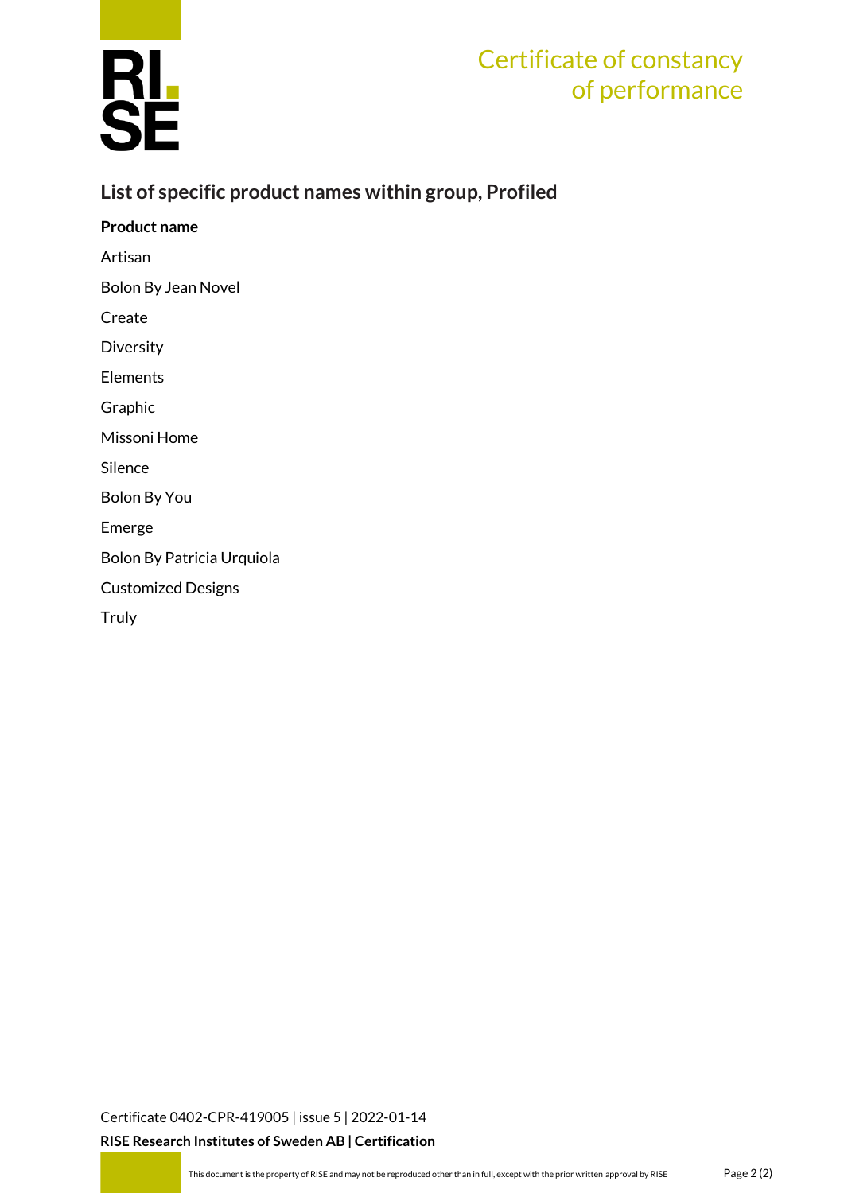# Certificate of constancy of performance

## List of specific product names within group, Profiled

**Product name**

Artisan

Bolon By Jean Novel

Create

Diversity

Elements

Graphic

Missoni Home

Silence

Bolon By You

Emerge

Bolon By Patricia Urquiola

Customized Designs

Truly

Certificate 0402-CPR-419005 | issue 5 | 2022-01-14

**RISE Research Institutes of Sweden AB | Certification**

This document is the property of RISE and may not be reproduced other than in full, except with the prior written approval by RISE